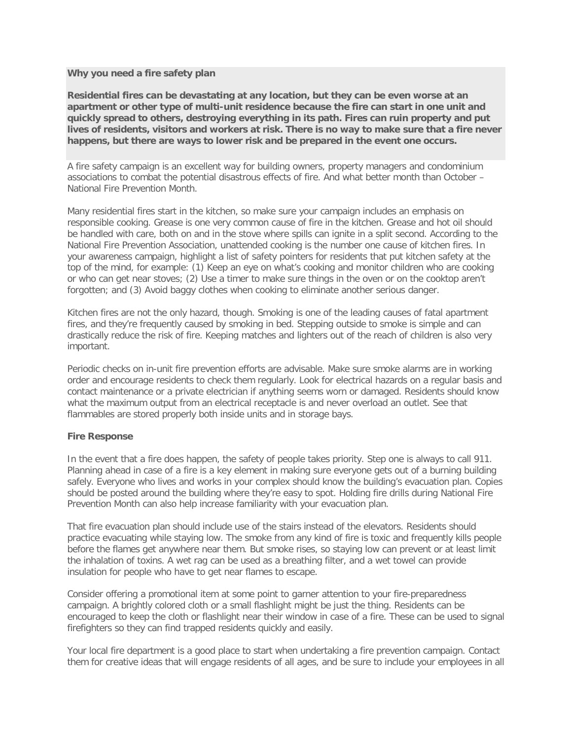**Why you need a fire safety plan**

**Residential fires can be devastating at any location, but they can be even worse at an apartment or other type of multi-unit residence because the fire can start in one unit and quickly spread to others, destroying everything in its path. Fires can ruin property and put lives of residents, visitors and workers at risk. There is no way to make sure that a fire never happens, but there are ways to lower risk and be prepared in the event one occurs.**

A fire safety campaign is an excellent way for building owners, property managers and condominium associations to combat the potential disastrous effects of fire. And what better month than October – National Fire Prevention Month.

Many residential fires start in the kitchen, so make sure your campaign includes an emphasis on responsible cooking. Grease is one very common cause of fire in the kitchen. Grease and hot oil should be handled with care, both on and in the stove where spills can ignite in a split second. According to the National Fire Prevention Association, unattended cooking is the number one cause of kitchen fires. In your awareness campaign, highlight a list of safety pointers for residents that put kitchen safety at the top of the mind, for example: (1) Keep an eye on what's cooking and monitor children who are cooking or who can get near stoves; (2) Use a timer to make sure things in the oven or on the cooktop aren't forgotten; and (3) Avoid baggy clothes when cooking to eliminate another serious danger.

Kitchen fires are not the only hazard, though. Smoking is one of the leading causes of fatal apartment fires, and they're frequently caused by smoking in bed. Stepping outside to smoke is simple and can drastically reduce the risk of fire. Keeping matches and lighters out of the reach of children is also very important.

Periodic checks on in-unit fire prevention efforts are advisable. Make sure smoke alarms are in working order and encourage residents to check them regularly. Look for electrical hazards on a regular basis and contact maintenance or a private electrician if anything seems worn or damaged. Residents should know what the maximum output from an electrical receptacle is and never overload an outlet. See that flammables are stored properly both inside units and in storage bays.

**Fire Response**

In the event that a fire does happen, the safety of people takes priority. Step one is always to call 911. Planning ahead in case of a fire is a key element in making sure everyone gets out of a burning building safely. Everyone who lives and works in your complex should know the building's evacuation plan. Copies should be posted around the building where they're easy to spot. Holding fire drills during National Fire Prevention Month can also help increase familiarity with your evacuation plan.

That fire evacuation plan should include use of the stairs instead of the elevators. Residents should practice evacuating while staying low. The smoke from any kind of fire is toxic and frequently kills people before the flames get anywhere near them. But smoke rises, so staying low can prevent or at least limit the inhalation of toxins. A wet rag can be used as a breathing filter, and a wet towel can provide insulation for people who have to get near flames to escape.

Consider offering a promotional item at some point to garner attention to your fire-preparedness campaign. A brightly colored cloth or a small flashlight might be just the thing. Residents can be encouraged to keep the cloth or flashlight near their window in case of a fire. These can be used to signal firefighters so they can find trapped residents quickly and easily.

Your local fire department is a good place to start when undertaking a fire prevention campaign. Contact them for creative ideas that will engage residents of all ages, and be sure to include your employees in all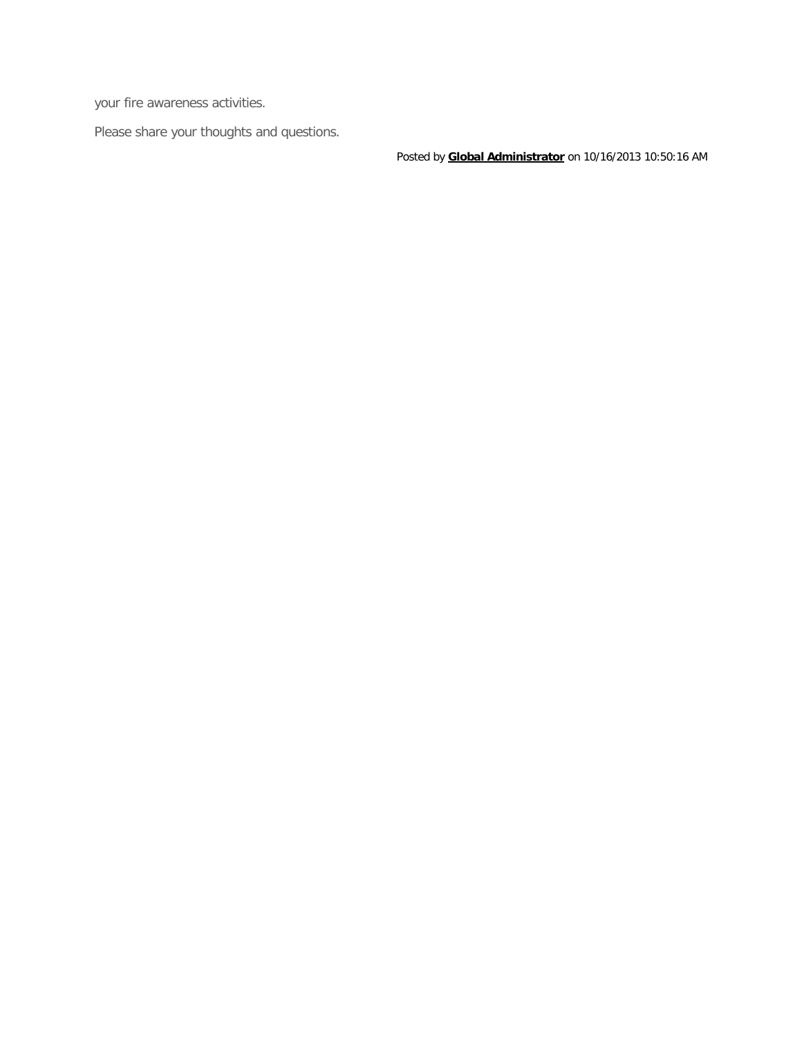your fire awareness activities.

Please share your thoughts and questions.

Posted by **Global Administrator** on 10/16/2013 10:50:16 AM